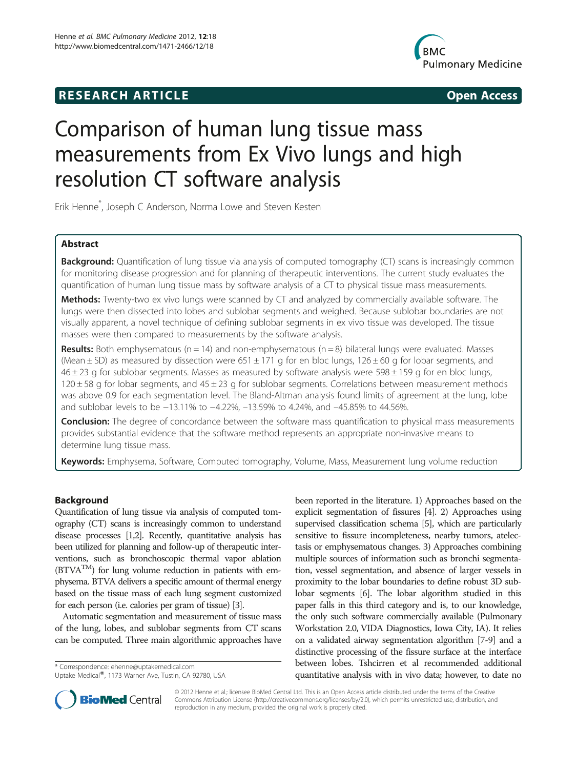RESEARCH ARTICLE Open Access

# Comparison of human lung tissue mass measurements from Ex Vivo lungs and high resolution CT software analysis

Erik Henne*, Joseph C Anderson, Norma Lowe and Steven Kesten

## Abstract

**Background:** Quantification of lung tissue via analysis of computed tomography (CT) scans is increasingly common for monitoring disease progression and for planning of therapeutic interventions. The current study evaluates the quantification of human lung tissue mass by software analysis of a CT to physical tissue mass measurements.

**Methods:** Twenty-two ex vivo lungs were scanned by CT and analyzed by commercially available software. The lungs were then dissected into lobes and sublobar segments and weighed. Because sublobar boundaries are not visually apparent, a novel technique of defining sublobar segments in ex vivo tissue was developed. The tissue masses were then compared to measurements by the software analysis.

**Results:** Both emphysematous (n = 14) and non-emphysematous (n = 8) bilateral lungs were evaluated. Masses (Mean ± SD) as measured by dissection were 651 ± 171 g for en bloc lungs, 126 ± 60 g for lobar segments, and 46 ± 23 g for sublobar segments. Masses as measured by software analysis were 598 ± 159 g for en bloc lungs, 120 ± 58 g for lobar segments, and 45 ± 23 g for sublobar segments. Correlations between measurement methods was above 0.9 for each segmentation level. The Bland-Altman analysis found limits of agreement at the lung, lobe and sublobar levels to be −13.11% to −4.22%, −13.59% to 4.24%, and −45.85% to 44.56%.

**Conclusion:** The degree of concordance between the software mass quantification to physical mass measurements provides substantial evidence that the software method represents an appropriate non-invasive means to determine lung tissue mass.

**Keywords:** Emphysema, Software, Computed tomography, Volume, Mass, Measurement lung volume reduction

## Background

Quantification of lung tissue via analysis of computed tomography (CT) scans is increasingly common to understand disease processes [1,2]. Recently, quantitative analysis has been utilized for planning and follow-up of therapeutic interventions, such as bronchoscopic thermal vapor ablation (BTVA™) for lung volume reduction in patients with emphysema. BTVA delivers a specific amount of thermal energy based on the tissue mass of each lung segment customized for each person (i.e. calories per gram of tissue) [3].

Automatic segmentation and measurement of tissue mass of the lung, lobes, and sublobar segments from CT scans can be computed. Three main algorithmic approaches have been reported in the literature. 1) Approaches based on the explicit segmentation of fissures [4]. 2) Approaches using supervised classification schema [5], which are particularly sensitive to fissure incompleteness, nearby tumors, atelectasis or emphysematous changes. 3) Approaches combining multiple sources of information such as bronchi segmentation, vessel segmentation, and absence of larger vessels in proximity to the lobar boundaries to define robust 3D sublobar segments [6]. The lobar algorithm studied in this paper falls in this third category and is, to our knowledge, the only such software commercially available (Pulmonary Workstation 2.0, VIDA Diagnostics, Iowa City, IA). It relies on a validated airway segmentation algorithm [7-9] and a distinctive processing of the fissure surface at the interface between lobes. Tschirren et al recommended additional quantitative analysis with in vivo data; however, to date no

\* Correspondence: ehenne@uptakemedical.com
Uptake Medical®, 1173 Warner Ave, Tustin, CA 92780, USA

© 2012 Henne et al.; licensee BioMed Central Ltd. This is an Open Access article distributed under the terms of the Creative Commons Attribution License (http://creativecommons.org/licenses/by/2.0), which permits unrestricted use, distribution, and reproduction in any medium, provided the original work is properly cited.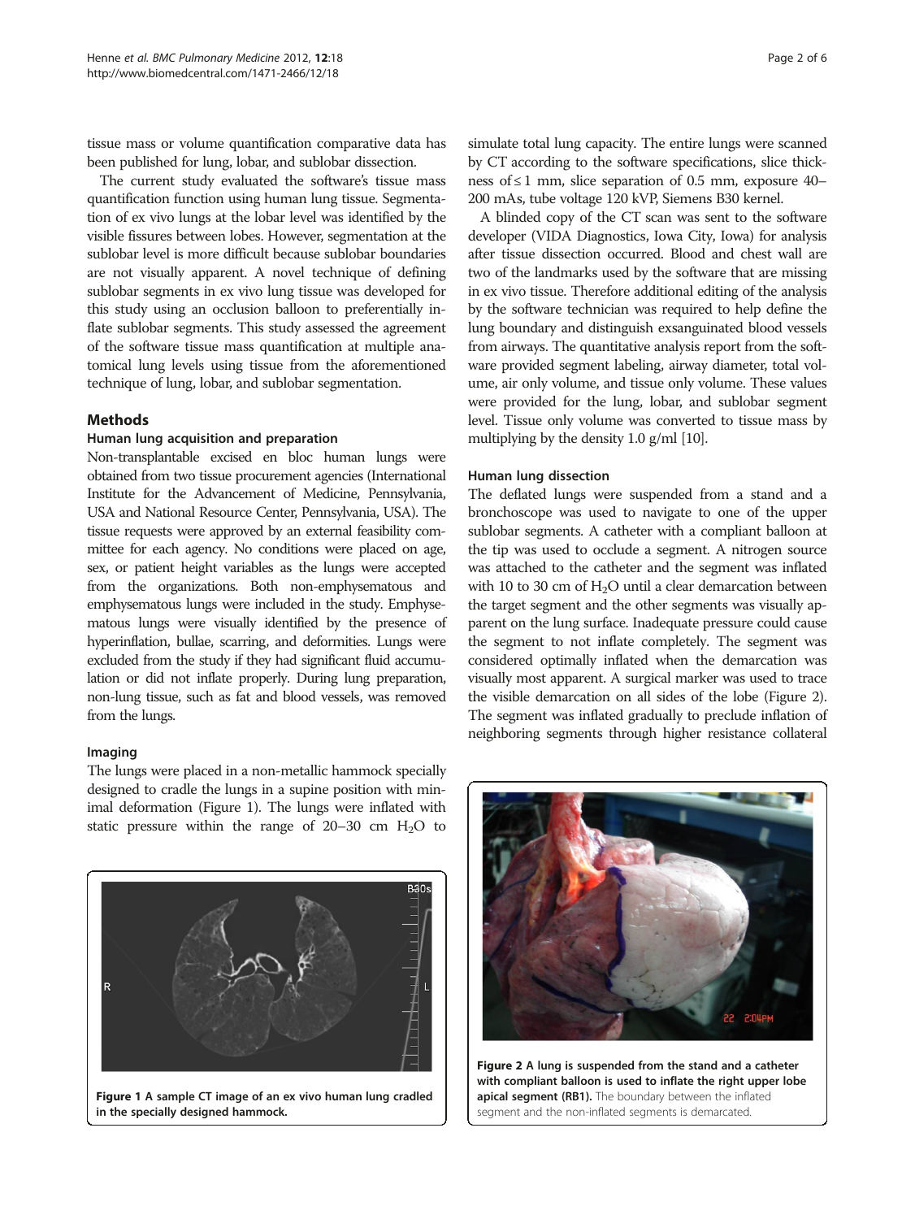tissue mass or volume quantification comparative data has been published for lung, lobar, and sublobar dissection.

The current study evaluated the software's tissue mass quantification function using human lung tissue. Segmentation of ex vivo lungs at the lobar level was identified by the visible fissures between lobes. However, segmentation at the sublobar level is more difficult because sublobar boundaries are not visually apparent. A novel technique of defining sublobar segments in ex vivo lung tissue was developed for this study using an occlusion balloon to preferentially inflate sublobar segments. This study assessed the agreement of the software tissue mass quantification at multiple anatomical lung levels using tissue from the aforementioned technique of lung, lobar, and sublobar segmentation.

## Methods

### Human lung acquisition and preparation

Non-transplantable excised en bloc human lungs were obtained from two tissue procurement agencies (International Institute for the Advancement of Medicine, Pennsylvania, USA and National Resource Center, Pennsylvania, USA). The tissue requests were approved by an external feasibility committee for each agency. No conditions were placed on age, sex, or patient height variables as the lungs were accepted from the organizations. Both non-emphysematous and emphysematous lungs were included in the study. Emphysematous lungs were visually identified by the presence of hyperinflation, bullae, scarring, and deformities. Lungs were excluded from the study if they had significant fluid accumulation or did not inflate properly. During lung preparation, non-lung tissue, such as fat and blood vessels, was removed from the lungs.

### Imaging

The lungs were placed in a non-metallic hammock specially designed to cradle the lungs in a supine position with minimal deformation (Figure 1). The lungs were inflated with static pressure within the range of 20–30 cm $H_2O$ to simulate total lung capacity. The entire lungs were scanned by CT according to the software specifications, slice thickness of ≤ 1 mm, slice separation of 0.5 mm, exposure 40–200 mAs, tube voltage 120 kVP, Siemens B30 kernel.

A blinded copy of the CT scan was sent to the software developer (VIDA Diagnostics, Iowa City, Iowa) for analysis after tissue dissection occurred. Blood and chest wall are two of the landmarks used by the software that are missing in ex vivo tissue. Therefore additional editing of the analysis by the software technician was required to help define the lung boundary and distinguish exsanguinated blood vessels from airways. The quantitative analysis report from the software provided segment labeling, airway diameter, total volume, air only volume, and tissue only volume. These values were provided for the lung, lobar, and sublobar segment level. Tissue only volume was converted to tissue mass by multiplying by the density 1.0 g/ml [10].

**Figure 1 A sample CT image of an ex vivo human lung cradled in the specially designed hammock.**

### Human lung dissection

The deflated lungs were suspended from a stand and a bronchoscope was used to navigate to one of the upper sublobar segments. A catheter with a compliant balloon at the tip was used to occlude a segment. A nitrogen source was attached to the catheter and the segment was inflated with 10 to 30 cm of $H_2O$ until a clear demarcation between the target segment and the other segments was visually apparent on the lung surface. Inadequate pressure could cause the segment to not inflate completely. The segment was considered optimally inflated when the demarcation was visually most apparent. A surgical marker was used to trace the visible demarcation on all sides of the lobe (Figure 2). The segment was inflated gradually to preclude inflation of neighboring segments through higher resistance collateral

**Figure 2 A lung is suspended from the stand and a catheter with compliant balloon is used to inflate the right upper lobe apical segment (RB1).** The boundary between the inflated segment and the non-inflated segments is demarcated.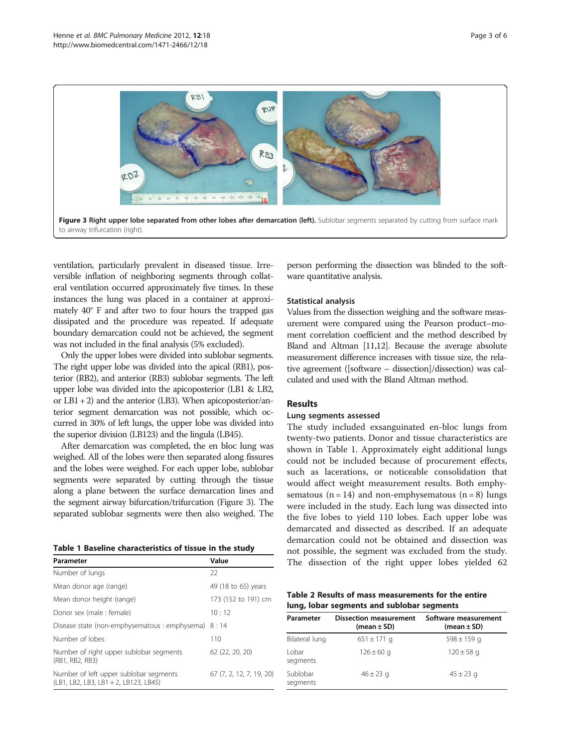**Figure 3 Right upper lobe separated from other lobes after demarcation (left).** Sublobar segments separated by cutting from surface mark to airway trifurcation (right).

ventilation, particularly prevalent in diseased tissue. Irreversible inflation of neighboring segments through collateral ventilation occurred approximately five times. In these instances the lung was placed in a container at approximately 40° F and after two to four hours the trapped gas dissipated and the procedure was repeated. If adequate boundary demarcation could not be achieved, the segment was not included in the final analysis (5% excluded).

Only the upper lobes were divided into sublobar segments. The right upper lobe was divided into the apical (RB1), posterior (RB2), and anterior (RB3) sublobar segments. The left upper lobe was divided into the apicoposterior (LB1 & LB2, or LB1 + 2) and the anterior (LB3). When apicoposterior/anterior segment demarcation was not possible, which occurred in 30% of left lungs, the upper lobe was divided into the superior division (LB123) and the lingula (LB45).

After demarcation was completed, the en bloc lung was weighed. All of the lobes were then separated along fissures and the lobes were weighed. For each upper lobe, sublobar segments were separated by cutting through the tissue along a plane between the surface demarcation lines and the segment airway bifurcation/trifurcation (Figure 3). The separated sublobar segments were then also weighed. The person performing the dissection was blinded to the software quantitative analysis.

**Table 1 Baseline characteristics of tissue in the study**

| Parameter | Value |
| --- | --- |
| Number of lungs | 22 |
| Mean donor age (range) | 49 (18 to 65) years |
| Mean donor height (range) | 173 (152 to 191) cm |
| Donor sex (male : female) | 10 : 12 |
| Disease state (non-emphysematous : emphysema) | 8 : 14 |
| Number of lobes | 110 |
| Number of right upper sublobar segments (RB1, RB2, RB3) | 62 (22, 20, 20) |
| Number of left upper sublobar segments (LB1, LB2, LB3, LB1 + 2, LB123, LB45) | 67 (7, 2, 12, 7, 19, 20) |

### Statistical analysis

Values from the dissection weighing and the software measurement were compared using the Pearson product–moment correlation coefficient and the method described by Bland and Altman [11,12]. Because the average absolute measurement difference increases with tissue size, the relative agreement ([software – dissection]/dissection) was calculated and used with the Bland Altman method.

## Results

### Lung segments assessed

The study included exsanguinated en-bloc lungs from twenty-two patients. Donor and tissue characteristics are shown in Table 1. Approximately eight additional lungs could not be included because of procurement effects, such as lacerations, or noticeable consolidation that would affect weight measurement results. Both emphysematous (n = 14) and non-emphysematous (n = 8) lungs were included in the study. Each lung was dissected into the five lobes to yield 110 lobes. Each upper lobe was demarcated and dissected as described. If an adequate demarcation could not be obtained and dissection was not possible, the segment was excluded from the study. The dissection of the right upper lobes yielded 62

**Table 2 Results of mass measurements for the entire lung, lobar segments and sublobar segments**

| Parameter | Dissection measurement (mean ± SD) | Software measurement (mean ± SD) |
| --- | --- | --- |
| Bilateral lung | 651 ± 171 g | 598 ± 159 g |
| Lobar segments | 126 ± 60 g | 120 ± 58 g |
| Sublobar segments | 46 ± 23 g | 45 ± 23 g |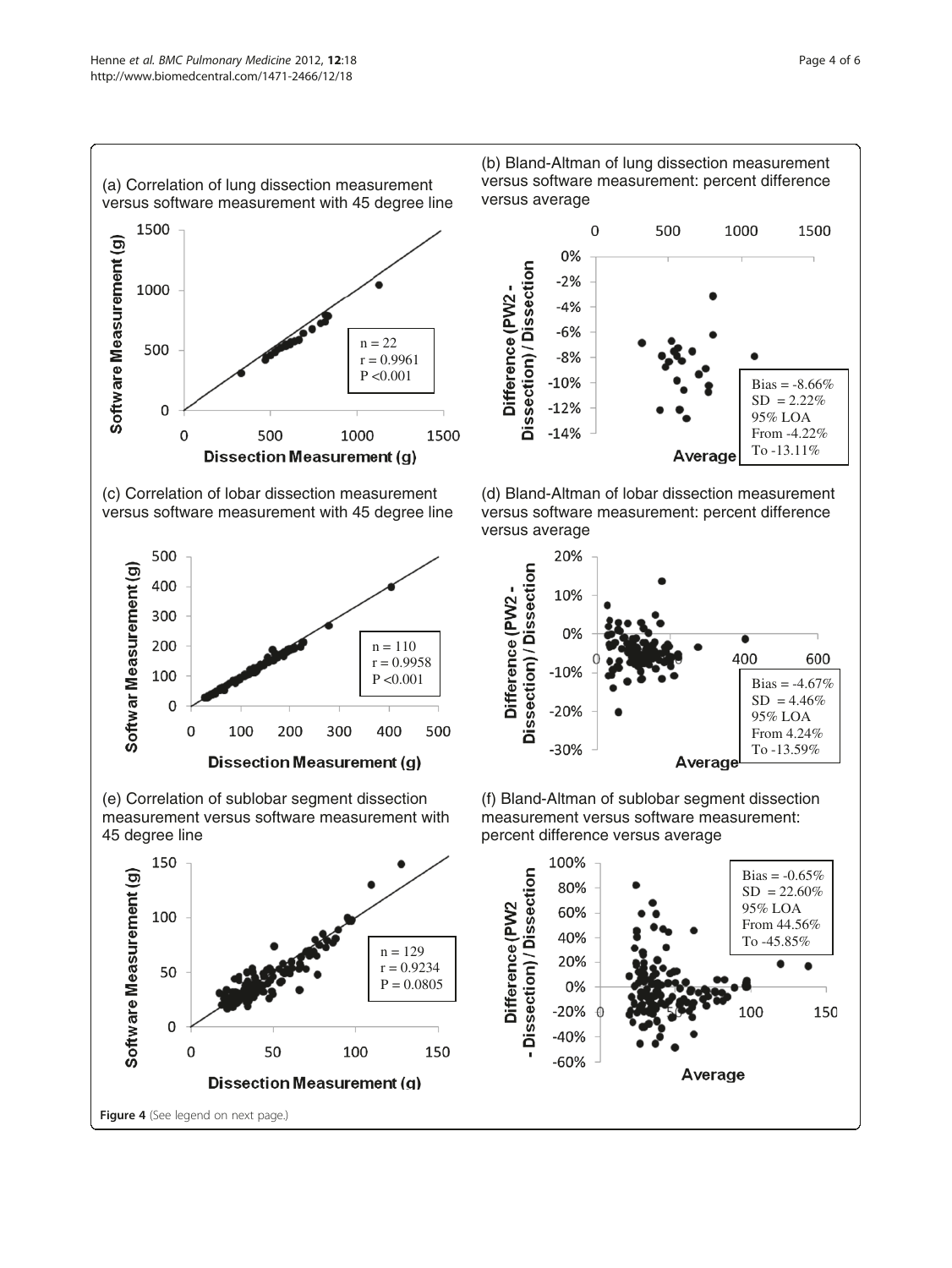(a) Correlation of lung dissection measurement versus software measurement with 45 degree line

n = 22
r = 0.9961
P <0.001

(b) Bland-Altman of lung dissection measurement versus software measurement: percent difference versus average

Bias = -8.66%
SD = 2.22%
95% LOA
From -4.22%
To -13.11%

(c) Correlation of lobar dissection measurement versus software measurement with 45 degree line

n = 110
r = 0.9958
P <0.001

(d) Bland-Altman of lobar dissection measurement versus software measurement: percent difference versus average

Bias = -4.67%
SD = 4.46%
95% LOA
From 4.24%
To -13.59%

(e) Correlation of sublobar segment dissection measurement versus software measurement with 45 degree line

n = 129
r = 0.9234
P = 0.0805

(f) Bland-Altman of sublobar segment dissection measurement versus software measurement: percent difference versus average

Bias = -0.65%
SD = 22.60%
95% LOA
From 44.56%
To -45.85%

**Figure 4** (See legend on next page.)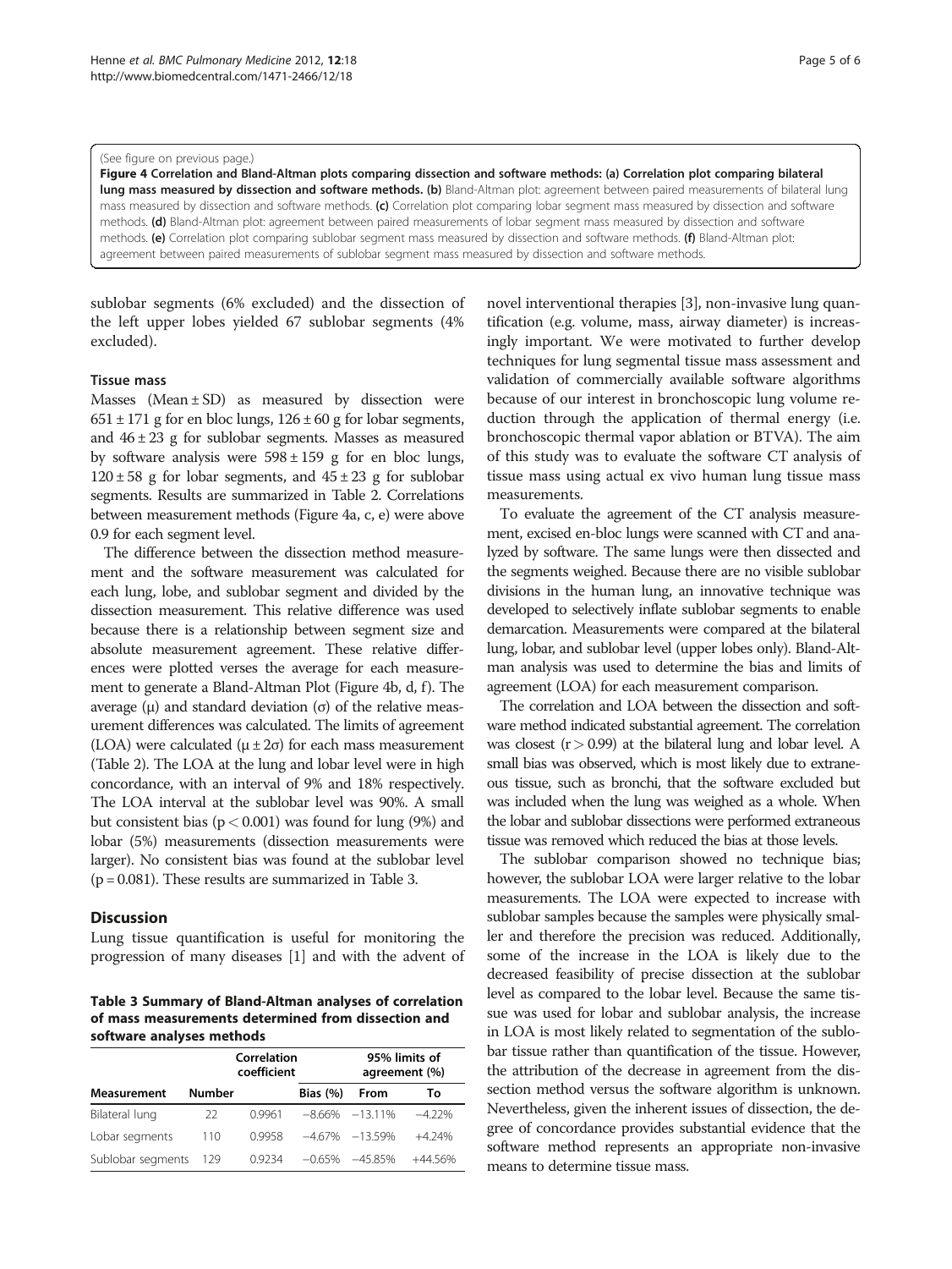(See figure on previous page.)

**Figure 4 Correlation and Bland-Altman plots comparing dissection and software methods: (a) Correlation plot comparing bilateral lung mass measured by dissection and software methods. (b)** Bland-Altman plot: agreement between paired measurements of bilateral lung mass measured by dissection and software methods. **(c)** Correlation plot comparing lobar segment mass measured by dissection and software methods. **(d)** Bland-Altman plot: agreement between paired measurements of lobar segment mass measured by dissection and software methods. **(e)** Correlation plot comparing sublobar segment mass measured by dissection and software methods. **(f)** Bland-Altman plot: agreement between paired measurements of sublobar segment mass measured by dissection and software methods.

sublobar segments (6% excluded) and the dissection of the left upper lobes yielded 67 sublobar segments (4% excluded).

### Tissue mass

Masses (Mean ± SD) as measured by dissection were 651 ± 171 g for en bloc lungs, 126 ± 60 g for lobar segments, and 46 ± 23 g for sublobar segments. Masses as measured by software analysis were 598 ± 159 g for en bloc lungs, 120 ± 58 g for lobar segments, and 45 ± 23 g for sublobar segments. Results are summarized in Table 2. Correlations between measurement methods (Figure 4a, c, e) were above 0.9 for each segment level.

The difference between the dissection method measurement and the software measurement was calculated for each lung, lobe, and sublobar segment and divided by the dissection measurement. This relative difference was used because there is a relationship between segment size and absolute measurement agreement. These relative differences were plotted verses the average for each measurement to generate a Bland-Altman Plot (Figure 4b, d, f). The average ($\mu$) and standard deviation ($\sigma$) of the relative measurement differences was calculated. The limits of agreement (LOA) were calculated ($\mu \pm 2\sigma$) for each mass measurement (Table 2). The LOA at the lung and lobar level were in high concordance, with an interval of 9% and 18% respectively. The LOA interval at the sublobar level was 90%. A small but consistent bias ($p < 0.001$) was found for lung (9%) and lobar (5%) measurements (dissection measurements were larger). No consistent bias was found at the sublobar level ($p = 0.081$). These results are summarized in Table 3.

## Discussion

Lung tissue quantification is useful for monitoring the progression of many diseases [1] and with the advent of novel interventional therapies [3], non-invasive lung quantification (e.g. volume, mass, airway diameter) is increasingly important. We were motivated to further develop techniques for lung segmental tissue mass assessment and validation of commercially available software algorithms because of our interest in bronchoscopic lung volume reduction through the application of thermal energy (i.e. bronchoscopic thermal vapor ablation or BTVA). The aim of this study was to evaluate the software CT analysis of tissue mass using actual ex vivo human lung tissue mass measurements.

**Table 3 Summary of Bland-Altman analyses of correlation of mass measurements determined from dissection and software analyses methods**

| Measurement | Number | Correlation coefficient | Bias (%) | 95% limits of agreement (%) | |
|---|---|---|---|---|---|
| | | | | From | To |
| Bilateral lung | 22 | 0.9961 | −8.66% | −13.11% | −4.22% |
| Lobar segments | 110 | 0.9958 | −4.67% | −13.59% | +4.24% |
| Sublobar segments | 129 | 0.9234 | −0.65% | −45.85% | +44.56% |

To evaluate the agreement of the CT analysis measurement, excised en-bloc lungs were scanned with CT and analyzed by software. The same lungs were then dissected and the segments weighed. Because there are no visible sublobar divisions in the human lung, an innovative technique was developed to selectively inflate sublobar segments to enable demarcation. Measurements were compared at the bilateral lung, lobar, and sublobar level (upper lobes only). Bland-Altman analysis was used to determine the bias and limits of agreement (LOA) for each measurement comparison.

The correlation and LOA between the dissection and software method indicated substantial agreement. The correlation was closest ($r > 0.99$) at the bilateral lung and lobar level. A small bias was observed, which is most likely due to extraneous tissue, such as bronchi, that the software excluded but was included when the lung was weighed as a whole. When the lobar and sublobar dissections were performed extraneous tissue was removed which reduced the bias at those levels.

The sublobar comparison showed no technique bias; however, the sublobar LOA were larger relative to the lobar measurements. The LOA were expected to increase with sublobar samples because the samples were physically smaller and therefore the precision was reduced. Additionally, some of the increase in the LOA is likely due to the decreased feasibility of precise dissection at the sublobar level as compared to the lobar level. Because the same tissue was used for lobar and sublobar analysis, the increase in LOA is most likely related to segmentation of the sublobar tissue rather than quantification of the tissue. However, the attribution of the decrease in agreement from the dissection method versus the software algorithm is unknown. Nevertheless, given the inherent issues of dissection, the degree of concordance provides substantial evidence that the software method represents an appropriate non-invasive means to determine tissue mass.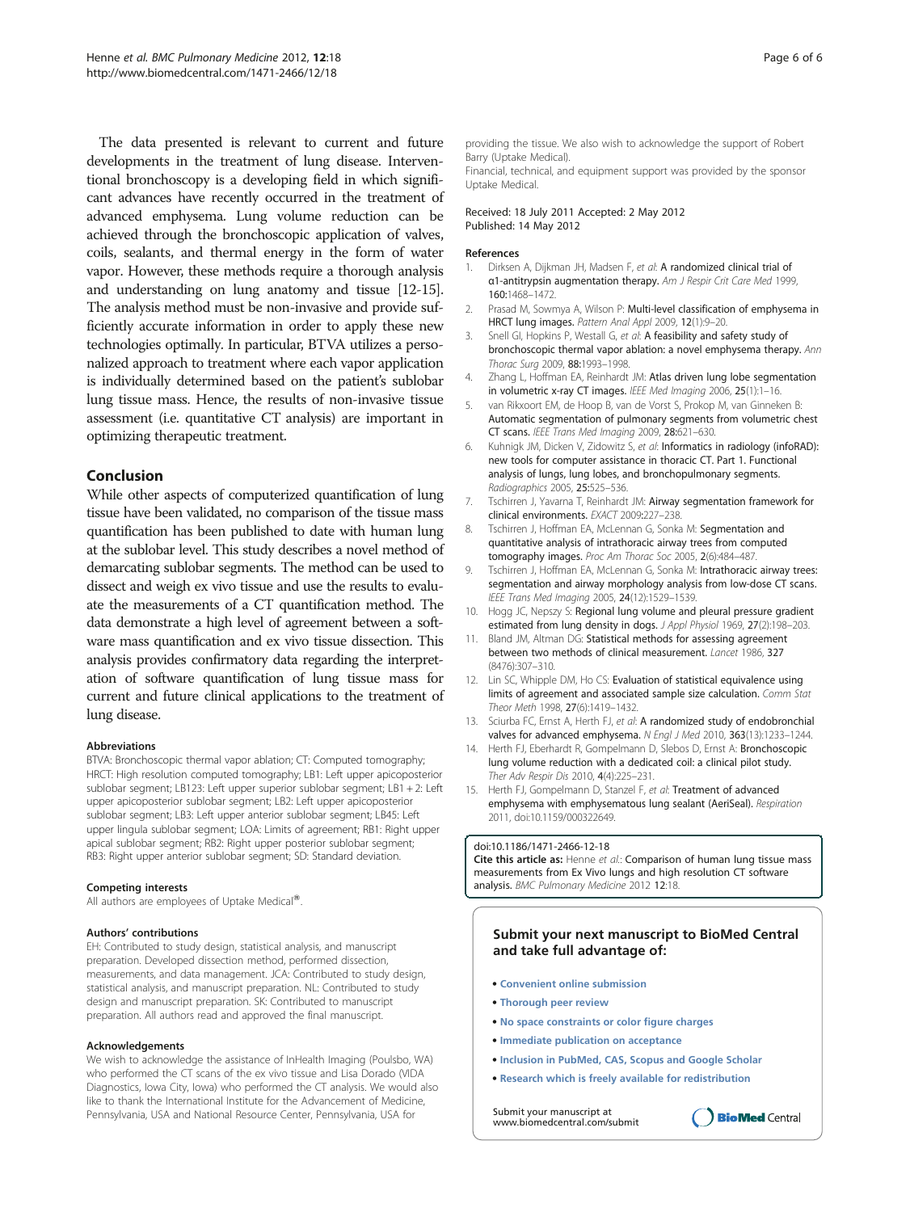The data presented is relevant to current and future developments in the treatment of lung disease. Interventional bronchoscopy is a developing field in which significant advances have recently occurred in the treatment of advanced emphysema. Lung volume reduction can be achieved through the bronchoscopic application of valves, coils, sealants, and thermal energy in the form of water vapor. However, these methods require a thorough analysis and understanding on lung anatomy and tissue [12-15]. The analysis method must be non-invasive and provide sufficiently accurate information in order to apply these new technologies optimally. In particular, BTVA utilizes a personalized approach to treatment where each vapor application is individually determined based on the patient's sublobar lung tissue mass. Hence, the results of non-invasive tissue assessment (i.e. quantitative CT analysis) are important in optimizing therapeutic treatment.

## Conclusion

While other aspects of computerized quantification of lung tissue have been validated, no comparison of the tissue mass quantification has been published to date with human lung at the sublobar level. This study describes a novel method of demarcating sublobar segments. The method can be used to dissect and weigh ex vivo tissue and use the results to evaluate the measurements of a CT quantification method. The data demonstrate a high level of agreement between a software mass quantification and ex vivo tissue dissection. This analysis provides confirmatory data regarding the interpretation of software quantification of lung tissue mass for current and future clinical applications to the treatment of lung disease.

#### Abbreviations

BTVA: Bronchoscopic thermal vapor ablation; CT: Computed tomography; HRCT: High resolution computed tomography; LB1: Left upper apicoposterior sublobar segment; LB123: Left upper superior sublobar segment; LB1 + 2: Left upper apicoposterior sublobar segment; LB2: Left upper apicoposterior sublobar segment; LB3: Left upper anterior sublobar segment; LB45: Left upper lingula sublobar segment; LOA: Limits of agreement; RB1: Right upper apical sublobar segment; RB2: Right upper posterior sublobar segment; RB3: Right upper anterior sublobar segment; SD: Standard deviation.

#### Competing interests

All authors are employees of Uptake Medical®.

#### Authors' contributions

EH: Contributed to study design, statistical analysis, and manuscript preparation. Developed dissection method, performed dissection, measurements, and data management. JCA: Contributed to study design, statistical analysis, and manuscript preparation. NL: Contributed to study design and manuscript preparation. SK: Contributed to manuscript preparation. All authors read and approved the final manuscript.

#### Acknowledgements

We wish to acknowledge the assistance of InHealth Imaging (Poulsbo, WA) who performed the CT scans of the ex vivo tissue and Lisa Dorado (VIDA Diagnostics, Iowa City, Iowa) who performed the CT analysis. We would also like to thank the International Institute for the Advancement of Medicine, Pennsylvania, USA and National Resource Center, Pennsylvania, USA for providing the tissue. We also wish to acknowledge the support of Robert Barry (Uptake Medical).

Financial, technical, and equipment support was provided by the sponsor Uptake Medical.

Received: 18 July 2011 Accepted: 2 May 2012
Published: 14 May 2012

#### References

1. Dirksen A, Dijkman JH, Madsen F, *et al*: **A randomized clinical trial of α1-antitrypsin augmentation therapy.** *Am J Respir Crit Care Med* 1999, **160**:1468–1472.
2. Prasad M, Sowmya A, Wilson P: **Multi-level classification of emphysema in HRCT lung images.** *Pattern Anal Appl* 2009, **12**(1):9–20.
3. Snell GI, Hopkins P, Westall G, *et al*: **A feasibility and safety study of bronchoscopic thermal vapor ablation: a novel emphysema therapy.** *Ann Thorac Surg* 2009, **88**:1993–1998.
4. Zhang L, Hoffman EA, Reinhardt JM: **Atlas driven lung lobe segmentation in volumetric x-ray CT images.** *IEEE Med Imaging* 2006, **25**(1):1–16.
5. van Rikxoort EM, de Hoop B, van de Vorst S, Prokop M, van Ginneken B: **Automatic segmentation of pulmonary segments from volumetric chest CT scans.** *IEEE Trans Med Imaging* 2009, **28**:621–630.
6. Kuhnigk JM, Dicken V, Zidowitz S, *et al*: **Informatics in radiology (infoRAD): new tools for computer assistance in thoracic CT. Part 1. Functional analysis of lungs, lung lobes, and bronchopulmonary segments.** *Radiographics* 2005, **25**:525–536.
7. Tschirren J, Yavarna T, Reinhardt JM: **Airway segmentation framework for clinical environments.** *EXACT* 2009**:**227–238.
8. Tschirren J, Hoffman EA, McLennan G, Sonka M: **Segmentation and quantitative analysis of intrathoracic airway trees from computed tomography images.** *Proc Am Thorac Soc* 2005, **2**(6):484–487.
9. Tschirren J, Hoffman EA, McLennan G, Sonka M: **Intrathoracic airway trees: segmentation and airway morphology analysis from low-dose CT scans.** *IEEE Trans Med Imaging* 2005, **24**(12):1529–1539.
10. Hogg JC, Nepszy S: **Regional lung volume and pleural pressure gradient estimated from lung density in dogs.** *J Appl Physiol* 1969, **27**(2):198–203.
11. Bland JM, Altman DG: **Statistical methods for assessing agreement between two methods of clinical measurement.** *Lancet* 1986, 327 (8476):307–310.
12. Lin SC, Whipple DM, Ho CS: **Evaluation of statistical equivalence using limits of agreement and associated sample size calculation.** *Comm Stat Theor Meth* 1998, **27**(6):1419–1432.
13. Sciurba FC, Ernst A, Herth FJ, *et al*: **A randomized study of endobronchial valves for advanced emphysema.** *N Engl J Med* 2010, **363**(13):1233–1244.
14. Herth FJ, Eberhardt R, Gompelmann D, Slebos D, Ernst A: **Bronchoscopic lung volume reduction with a dedicated coil: a clinical pilot study.** *Ther Adv Respir Dis* 2010, **4**(4):225–231.
15. Herth FJ, Gompelmann D, Stanzel F, *et al*: **Treatment of advanced emphysema with emphysematous lung sealant (AeriSeal).** *Respiration* 2011, doi:10.1159/000322649.

doi:10.1186/1471-2466-12-18

**Cite this article as:** Henne *et al.*: Comparison of human lung tissue mass measurements from Ex Vivo lungs and high resolution CT software analysis. *BMC Pulmonary Medicine* 2012 **12**:18.

**Submit your next manuscript to BioMed Central and take full advantage of:**

- **Convenient online submission**
- **Thorough peer review**
- **No space constraints or color figure charges**
- **Immediate publication on acceptance**
- **Inclusion in PubMed, CAS, Scopus and Google Scholar**
- **Research which is freely available for redistribution**

Submit your manuscript at www.biomedcentral.com/submit

BioMed Central